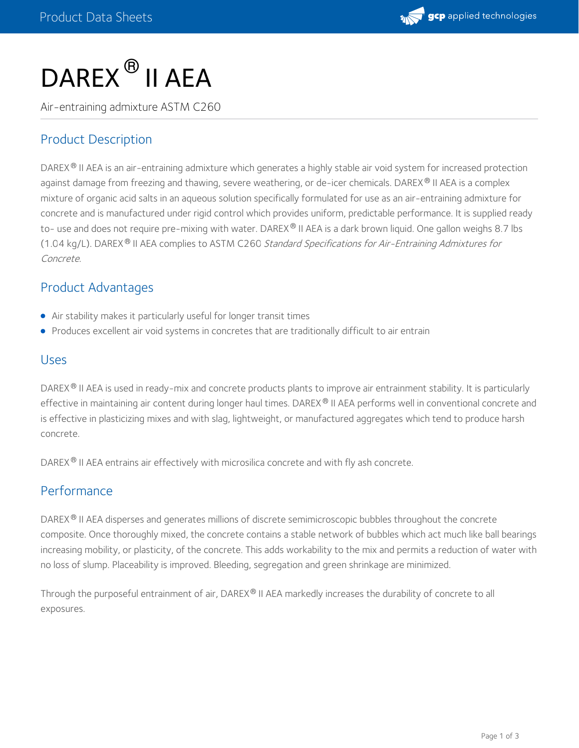# DARE$X^{®}$ II AEA

Air-entraining admixture ASTM C260

## Product Description

DAREX® II AEA is an air-entraining admixture which generates a highly stable air void system for increased protection against damage from freezing and thawing, severe weathering, or de-icer chemicals. DAREX® II AEA is a complex mixture of organic acid salts in an aqueous solution specifically formulated for use as an air-entraining admixture for concrete and is manufactured under rigid control which provides uniform, predictable performance. It is supplied ready to- use and does not require pre-mixing with water. DAREX® II AEA is a dark brown liquid. One gallon weighs 8.7 lbs (1.04 kg/L). DAREX® II AEA complies to ASTM C260 *Standard Specifications for Air-Entraining Admixtures for Concrete*.

## Product Advantages

- Air stability makes it particularly useful for longer transit times
- Produces excellent air void systems in concretes that are traditionally difficult to air entrain

## Uses

DAREX® II AEA is used in ready-mix and concrete products plants to improve air entrainment stability. It is particularly effective in maintaining air content during longer haul times. DAREX® II AEA performs well in conventional concrete and is effective in plasticizing mixes and with slag, lightweight, or manufactured aggregates which tend to produce harsh concrete.

DAREX® II AEA entrains air effectively with microsilica concrete and with fly ash concrete.

## Performance

DAREX® II AEA disperses and generates millions of discrete semimicroscopic bubbles throughout the concrete composite. Once thoroughly mixed, the concrete contains a stable network of bubbles which act much like ball bearings increasing mobility, or plasticity, of the concrete. This adds workability to the mix and permits a reduction of water with no loss of slump. Placeability is improved. Bleeding, segregation and green shrinkage are minimized.

Through the purposeful entrainment of air, DAREX® II AEA markedly increases the durability of concrete to all exposures.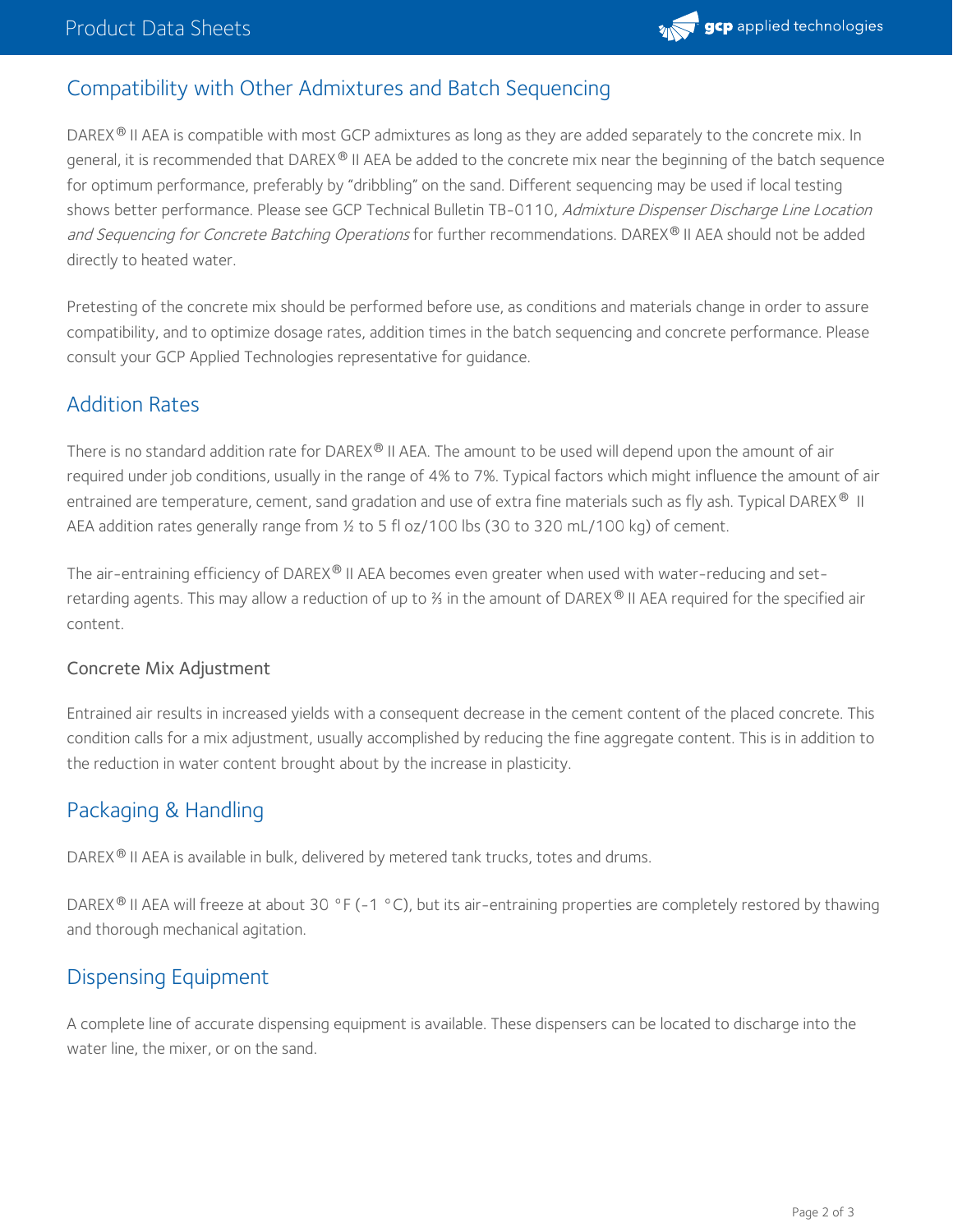## Compatibility with Other Admixtures and Batch Sequencing

DAREX® II AEA is compatible with most GCP admixtures as long as they are added separately to the concrete mix. In general, it is recommended that DAREX® II AEA be added to the concrete mix near the beginning of the batch sequence for optimum performance, preferably by "dribbling" on the sand. Different sequencing may be used if local testing shows better performance. Please see GCP Technical Bulletin TB-0110, *Admixture Dispenser Discharge Line Location and Sequencing for Concrete Batching Operations* for further recommendations. DAREX® II AEA should not be added directly to heated water.

Pretesting of the concrete mix should be performed before use, as conditions and materials change in order to assure compatibility, and to optimize dosage rates, addition times in the batch sequencing and concrete performance. Please consult your GCP Applied Technologies representative for guidance.

## Addition Rates

There is no standard addition rate for DAREX® II AEA. The amount to be used will depend upon the amount of air required under job conditions, usually in the range of 4% to 7%. Typical factors which might influence the amount of air entrained are temperature, cement, sand gradation and use of extra fine materials such as fly ash. Typical DAREX® II AEA addition rates generally range from ½ to 5 fl oz/100 lbs (30 to 320 mL/100 kg) of cement.

The air-entraining efficiency of DAREX® II AEA becomes even greater when used with water-reducing and set-retarding agents. This may allow a reduction of up to ⅓ in the amount of DAREX® II AEA required for the specified air content.

### Concrete Mix Adjustment

Entrained air results in increased yields with a consequent decrease in the cement content of the placed concrete. This condition calls for a mix adjustment, usually accomplished by reducing the fine aggregate content. This is in addition to the reduction in water content brought about by the increase in plasticity.

## Packaging & Handling

DAREX® II AEA is available in bulk, delivered by metered tank trucks, totes and drums.

DAREX® II AEA will freeze at about 30 °F (-1 °C), but its air-entraining properties are completely restored by thawing and thorough mechanical agitation.

## Dispensing Equipment

A complete line of accurate dispensing equipment is available. These dispensers can be located to discharge into the water line, the mixer, or on the sand.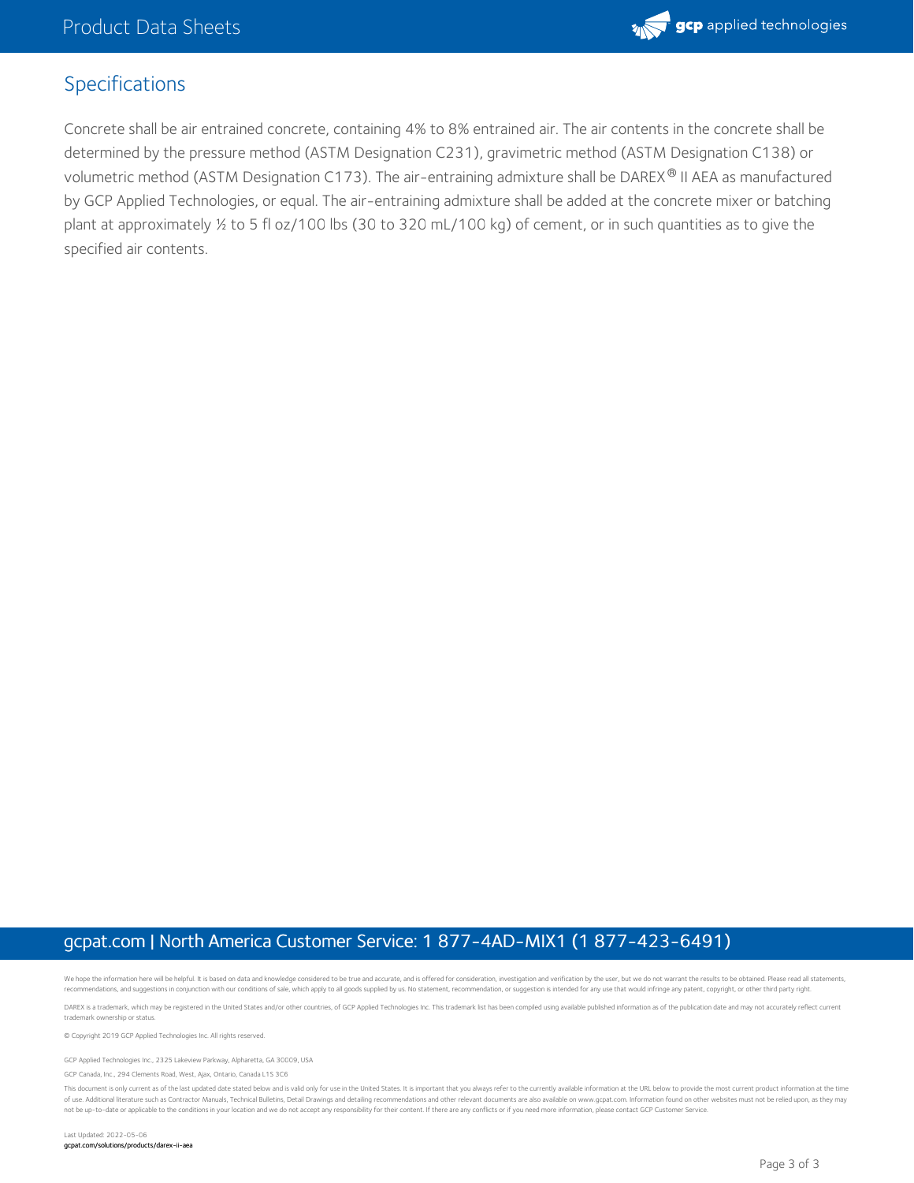## Specifications

Concrete shall be air entrained concrete, containing 4% to 8% entrained air. The air contents in the concrete shall be determined by the pressure method (ASTM Designation C231), gravimetric method (ASTM Designation C138) or volumetric method (ASTM Designation C173). The air-entraining admixture shall be DAREX® II AEA as manufactured by GCP Applied Technologies, or equal. The air-entraining admixture shall be added at the concrete mixer or batching plant at approximately ½ to 5 fl oz/100 lbs (30 to 320 mL/100 kg) of cement, or in such quantities as to give the specified air contents.

gcpat.com | North America Customer Service: 1 877-4AD-MIX1 (1 877-423-6491)

We hope the information here will be helpful. It is based on data and knowledge considered to be true and accurate, and is offered for consideration, investigation and verification by the user, but we do not warrant the results to be obtained. Please read all statements, recommendations, and suggestions in conjunction with our conditions of sale, which apply to all goods supplied by us. No statement, recommendation, or suggestion is intended for any use that would infringe any patent, copyright, or other third party right.

DAREX is a trademark, which may be registered in the United States and/or other countries, of GCP Applied Technologies Inc. This trademark list has been compiled using available published information as of the publication date and may not accurately reflect current trademark ownership or status.

© Copyright 2019 GCP Applied Technologies Inc. All rights reserved.

GCP Applied Technologies Inc., 2325 Lakeview Parkway, Alpharetta, GA 30009, USA

GCP Canada, Inc., 294 Clements Road, West, Ajax, Ontario, Canada L1S 3C6

This document is only current as of the last updated date stated below and is valid only for use in the United States. It is important that you always refer to the currently available information at the URL below to provide the most current product information at the time of use. Additional literature such as Contractor Manuals, Technical Bulletins, Detail Drawings and detailing recommendations and other relevant documents are also available on www.gcpat.com. Information found on other websites must not be relied upon, as they may not be up-to-date or applicable to the conditions in your location and we do not accept any responsibility for their content. If there are any conflicts or if you need more information, please contact GCP Customer Service.

Last Updated: 2022-05-06

gcpat.com/solutions/products/darex-ii-aea